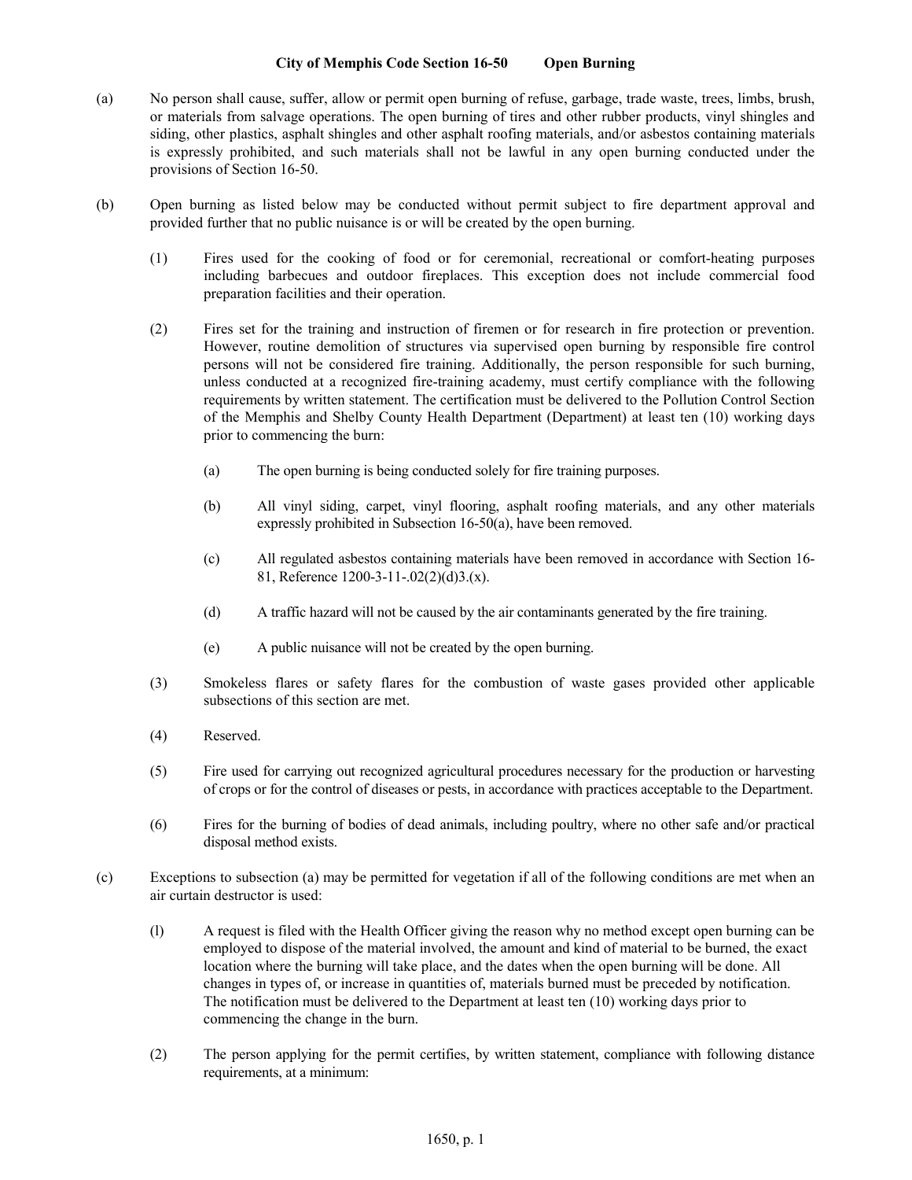# City of Memphis Code Section 16-50 Open Burning

(a) No person shall cause, suffer, allow or permit open burning of refuse, garbage, trade waste, trees, limbs, brush, or materials from salvage operations. The open burning of tires and other rubber products, vinyl shingles and siding, other plastics, asphalt shingles and other asphalt roofing materials, and/or asbestos containing materials is expressly prohibited, and such materials shall not be lawful in any open burning conducted under the provisions of Section 16-50.

(b) Open burning as listed below may be conducted without permit subject to fire department approval and provided further that no public nuisance is or will be created by the open burning.

(1) Fires used for the cooking of food or for ceremonial, recreational or comfort-heating purposes including barbecues and outdoor fireplaces. This exception does not include commercial food preparation facilities and their operation.

(2) Fires set for the training and instruction of firemen or for research in fire protection or prevention. However, routine demolition of structures via supervised open burning by responsible fire control persons will not be considered fire training. Additionally, the person responsible for such burning, unless conducted at a recognized fire-training academy, must certify compliance with the following requirements by written statement. The certification must be delivered to the Pollution Control Section of the Memphis and Shelby County Health Department (Department) at least ten (10) working days prior to commencing the burn:

(a) The open burning is being conducted solely for fire training purposes.

(b) All vinyl siding, carpet, vinyl flooring, asphalt roofing materials, and any other materials expressly prohibited in Subsection 16-50(a), have been removed.

(c) All regulated asbestos containing materials have been removed in accordance with Section 16-81, Reference 1200-3-11-.02(2)(d)3.(x).

(d) A traffic hazard will not be caused by the air contaminants generated by the fire training.

(e) A public nuisance will not be created by the open burning.

(3) Smokeless flares or safety flares for the combustion of waste gases provided other applicable subsections of this section are met.

(4) Reserved.

(5) Fire used for carrying out recognized agricultural procedures necessary for the production or harvesting of crops or for the control of diseases or pests, in accordance with practices acceptable to the Department.

(6) Fires for the burning of bodies of dead animals, including poultry, where no other safe and/or practical disposal method exists.

(c) Exceptions to subsection (a) may be permitted for vegetation if all of the following conditions are met when an air curtain destructor is used:

(l) A request is filed with the Health Officer giving the reason why no method except open burning can be employed to dispose of the material involved, the amount and kind of material to be burned, the exact location where the burning will take place, and the dates when the open burning will be done. All changes in types of, or increase in quantities of, materials burned must be preceded by notification. The notification must be delivered to the Department at least ten (10) working days prior to commencing the change in the burn.

(2) The person applying for the permit certifies, by written statement, compliance with following distance requirements, at a minimum: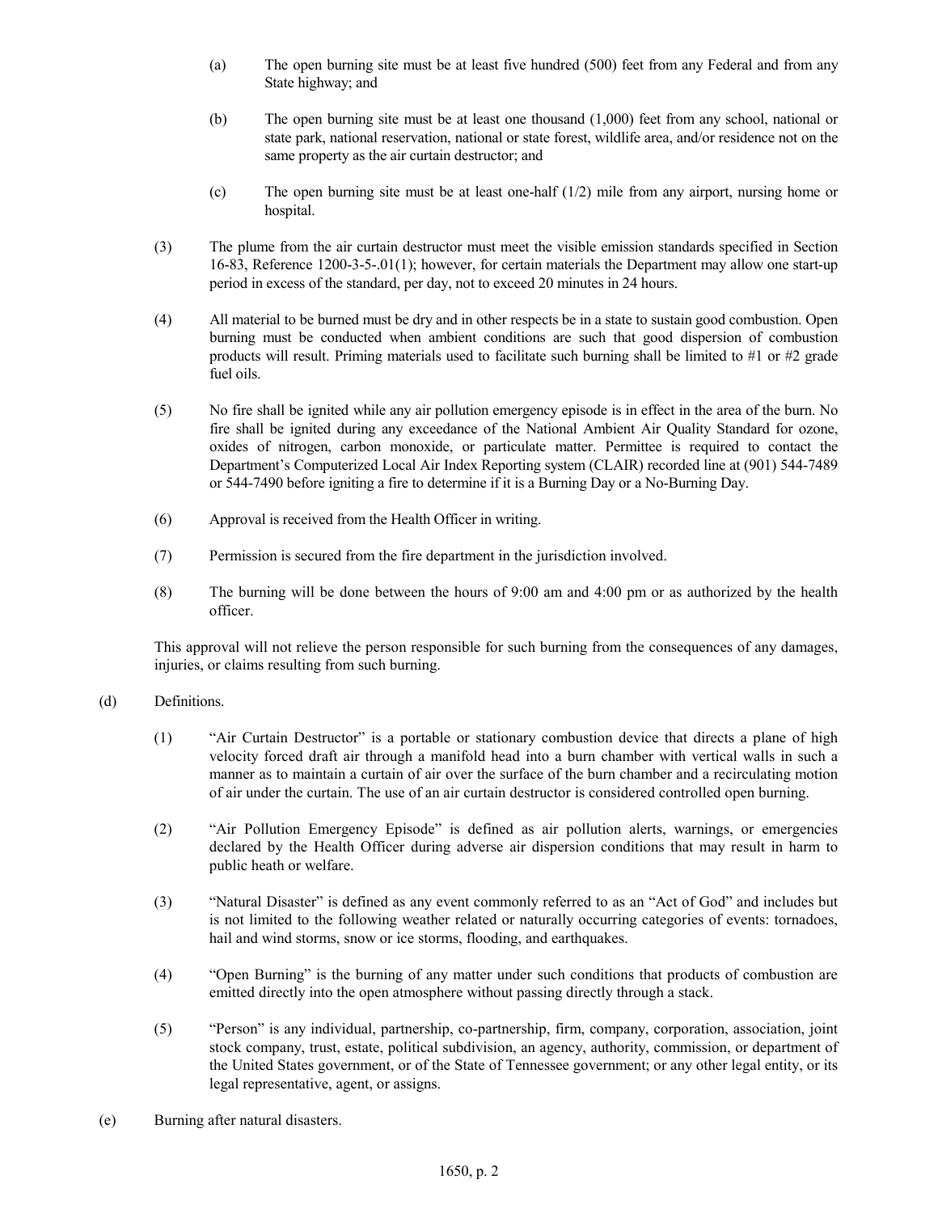(a) The open burning site must be at least five hundred (500) feet from any Federal and from any State highway; and

(b) The open burning site must be at least one thousand (1,000) feet from any school, national or state park, national reservation, national or state forest, wildlife area, and/or residence not on the same property as the air curtain destructor; and

(c) The open burning site must be at least one-half (1/2) mile from any airport, nursing home or hospital.

(3) The plume from the air curtain destructor must meet the visible emission standards specified in Section 16-83, Reference 1200-3-5-.01(1); however, for certain materials the Department may allow one start-up period in excess of the standard, per day, not to exceed 20 minutes in 24 hours.

(4) All material to be burned must be dry and in other respects be in a state to sustain good combustion. Open burning must be conducted when ambient conditions are such that good dispersion of combustion products will result. Priming materials used to facilitate such burning shall be limited to #1 or #2 grade fuel oils.

(5) No fire shall be ignited while any air pollution emergency episode is in effect in the area of the burn. No fire shall be ignited during any exceedance of the National Ambient Air Quality Standard for ozone, oxides of nitrogen, carbon monoxide, or particulate matter. Permittee is required to contact the Department's Computerized Local Air Index Reporting system (CLAIR) recorded line at (901) 544-7489 or 544-7490 before igniting a fire to determine if it is a Burning Day or a No-Burning Day.

(6) Approval is received from the Health Officer in writing.

(7) Permission is secured from the fire department in the jurisdiction involved.

(8) The burning will be done between the hours of 9:00 am and 4:00 pm or as authorized by the health officer.

This approval will not relieve the person responsible for such burning from the consequences of any damages, injuries, or claims resulting from such burning.

(d) Definitions.

(1) "Air Curtain Destructor" is a portable or stationary combustion device that directs a plane of high velocity forced draft air through a manifold head into a burn chamber with vertical walls in such a manner as to maintain a curtain of air over the surface of the burn chamber and a recirculating motion of air under the curtain. The use of an air curtain destructor is considered controlled open burning.

(2) "Air Pollution Emergency Episode" is defined as air pollution alerts, warnings, or emergencies declared by the Health Officer during adverse air dispersion conditions that may result in harm to public heath or welfare.

(3) "Natural Disaster" is defined as any event commonly referred to as an "Act of God" and includes but is not limited to the following weather related or naturally occurring categories of events: tornadoes, hail and wind storms, snow or ice storms, flooding, and earthquakes.

(4) "Open Burning" is the burning of any matter under such conditions that products of combustion are emitted directly into the open atmosphere without passing directly through a stack.

(5) "Person" is any individual, partnership, co-partnership, firm, company, corporation, association, joint stock company, trust, estate, political subdivision, an agency, authority, commission, or department of the United States government, or of the State of Tennessee government; or any other legal entity, or its legal representative, agent, or assigns.

(e) Burning after natural disasters.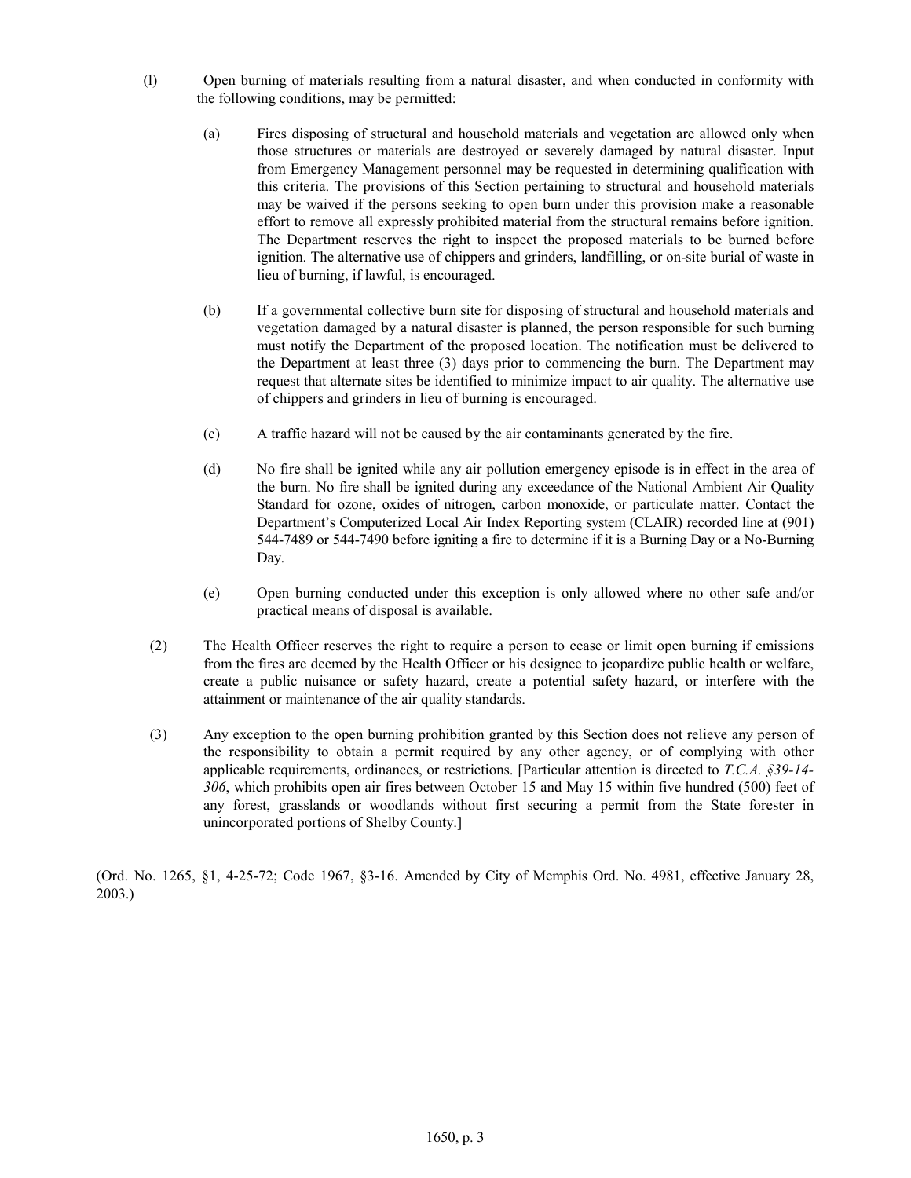(l) Open burning of materials resulting from a natural disaster, and when conducted in conformity with the following conditions, may be permitted:

   (a) Fires disposing of structural and household materials and vegetation are allowed only when those structures or materials are destroyed or severely damaged by natural disaster. Input from Emergency Management personnel may be requested in determining qualification with this criteria. The provisions of this Section pertaining to structural and household materials may be waived if the persons seeking to open burn under this provision make a reasonable effort to remove all expressly prohibited material from the structural remains before ignition. The Department reserves the right to inspect the proposed materials to be burned before ignition. The alternative use of chippers and grinders, landfilling, or on-site burial of waste in lieu of burning, if lawful, is encouraged.

   (b) If a governmental collective burn site for disposing of structural and household materials and vegetation damaged by a natural disaster is planned, the person responsible for such burning must notify the Department of the proposed location. The notification must be delivered to the Department at least three (3) days prior to commencing the burn. The Department may request that alternate sites be identified to minimize impact to air quality. The alternative use of chippers and grinders in lieu of burning is encouraged.

   (c) A traffic hazard will not be caused by the air contaminants generated by the fire.

   (d) No fire shall be ignited while any air pollution emergency episode is in effect in the area of the burn. No fire shall be ignited during any exceedance of the National Ambient Air Quality Standard for ozone, oxides of nitrogen, carbon monoxide, or particulate matter. Contact the Department's Computerized Local Air Index Reporting system (CLAIR) recorded line at (901) 544-7489 or 544-7490 before igniting a fire to determine if it is a Burning Day or a No-Burning Day.

   (e) Open burning conducted under this exception is only allowed where no other safe and/or practical means of disposal is available.

(2) The Health Officer reserves the right to require a person to cease or limit open burning if emissions from the fires are deemed by the Health Officer or his designee to jeopardize public health or welfare, create a public nuisance or safety hazard, create a potential safety hazard, or interfere with the attainment or maintenance of the air quality standards.

(3) Any exception to the open burning prohibition granted by this Section does not relieve any person of the responsibility to obtain a permit required by any other agency, or of complying with other applicable requirements, ordinances, or restrictions. [Particular attention is directed to *T.C.A. §39-14-306*, which prohibits open air fires between October 15 and May 15 within five hundred (500) feet of any forest, grasslands or woodlands without first securing a permit from the State forester in unincorporated portions of Shelby County.]

(Ord. No. 1265, §1, 4-25-72; Code 1967, §3-16. Amended by City of Memphis Ord. No. 4981, effective January 28, 2003.)